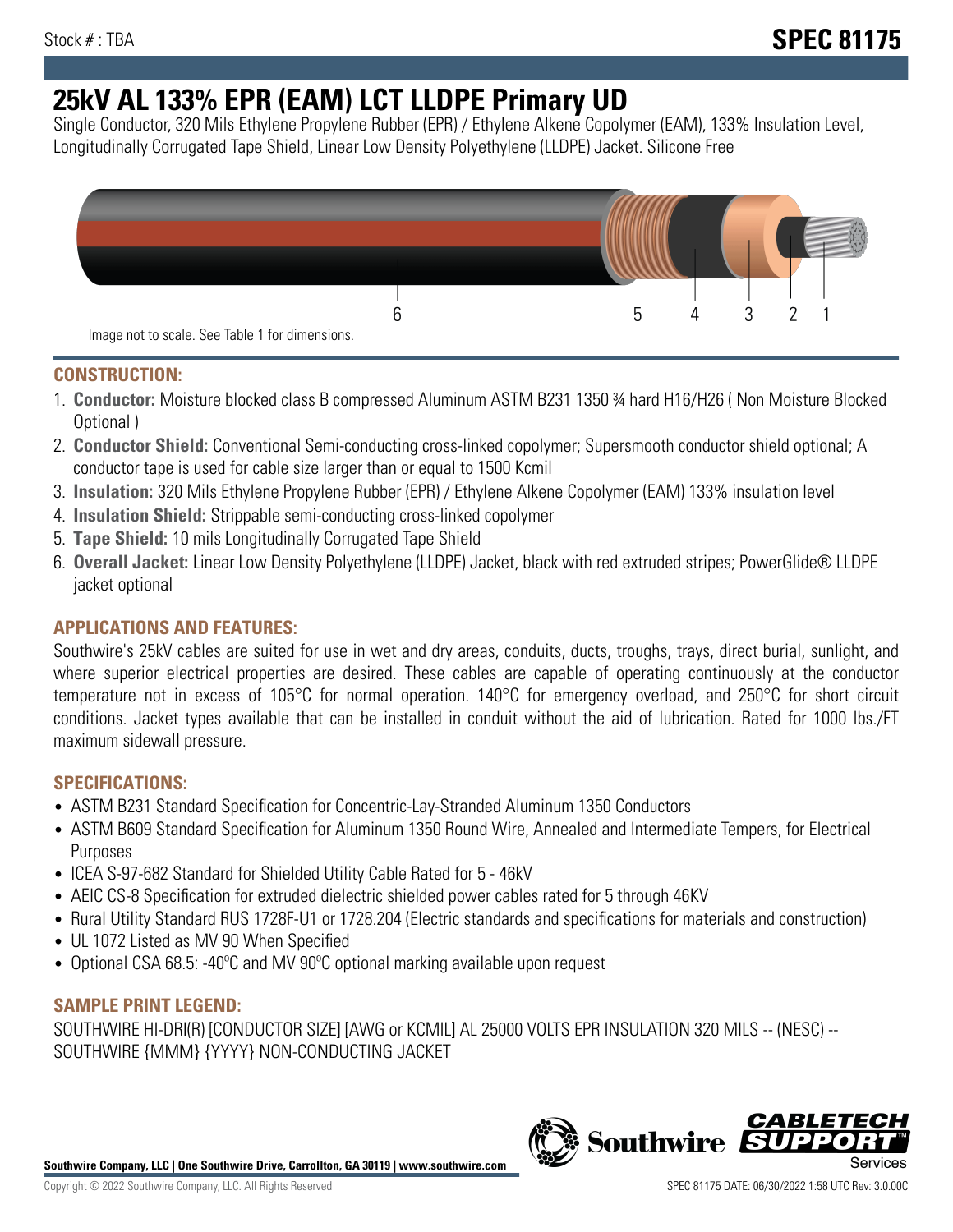Stock # : TBA

**SPEC 81175**

# 25kV AL 133% EPR (EAM) LCT LLDPE Primary UD

Single Conductor, 320 Mils Ethylene Propylene Rubber (EPR) / Ethylene Alkene Copolymer (EAM), 133% Insulation Level, Longitudinally Corrugated Tape Shield, Linear Low Density Polyethylene (LLDPE) Jacket. Silicone Free

6 5 4 3 2 1

Image not to scale. See Table 1 for dimensions.

## CONSTRUCTION:

1. **Conductor:** Moisture blocked class B compressed Aluminum ASTM B231 1350 ¾ hard H16/H26 ( Non Moisture Blocked Optional )
2. **Conductor Shield:** Conventional Semi-conducting cross-linked copolymer; Supersmooth conductor shield optional; A conductor tape is used for cable size larger than or equal to 1500 Kcmil
3. **Insulation:** 320 Mils Ethylene Propylene Rubber (EPR) / Ethylene Alkene Copolymer (EAM) 133% insulation level
4. **Insulation Shield:** Strippable semi-conducting cross-linked copolymer
5. **Tape Shield:** 10 mils Longitudinally Corrugated Tape Shield
6. **Overall Jacket:** Linear Low Density Polyethylene (LLDPE) Jacket, black with red extruded stripes; PowerGlide® LLDPE jacket optional

## APPLICATIONS AND FEATURES:

Southwire's 25kV cables are suited for use in wet and dry areas, conduits, ducts, troughs, trays, direct burial, sunlight, and where superior electrical properties are desired. These cables are capable of operating continuously at the conductor temperature not in excess of 105°C for normal operation. 140°C for emergency overload, and 250°C for short circuit conditions. Jacket types available that can be installed in conduit without the aid of lubrication. Rated for 1000 lbs./FT maximum sidewall pressure.

## SPECIFICATIONS:

- ASTM B231 Standard Specification for Concentric-Lay-Stranded Aluminum 1350 Conductors
- ASTM B609 Standard Specification for Aluminum 1350 Round Wire, Annealed and Intermediate Tempers, for Electrical Purposes
- ICEA S-97-682 Standard for Shielded Utility Cable Rated for 5 - 46kV
- AEIC CS-8 Specification for extruded dielectric shielded power cables rated for 5 through 46KV
- Rural Utility Standard RUS 1728F-U1 or 1728.204 (Electric standards and specifications for materials and construction)
- UL 1072 Listed as MV 90 When Specified
- Optional CSA 68.5: -40ºC and MV 90ºC optional marking available upon request

## SAMPLE PRINT LEGEND:

SOUTHWIRE HI-DRI(R) [CONDUCTOR SIZE] [AWG or KCMIL] AL 25000 VOLTS EPR INSULATION 320 MILS -- (NESC) -- SOUTHWIRE {MMM} {YYYY} NON-CONDUCTING JACKET

**Southwire Company, LLC | One Southwire Drive, Carrollton, GA 30119 | www.southwire.com**

Copyright © 2022 Southwire Company, LLC. All Rights Reserved

SPEC 81175 DATE: 06/30/2022 1:58 UTC Rev: 3.0.00C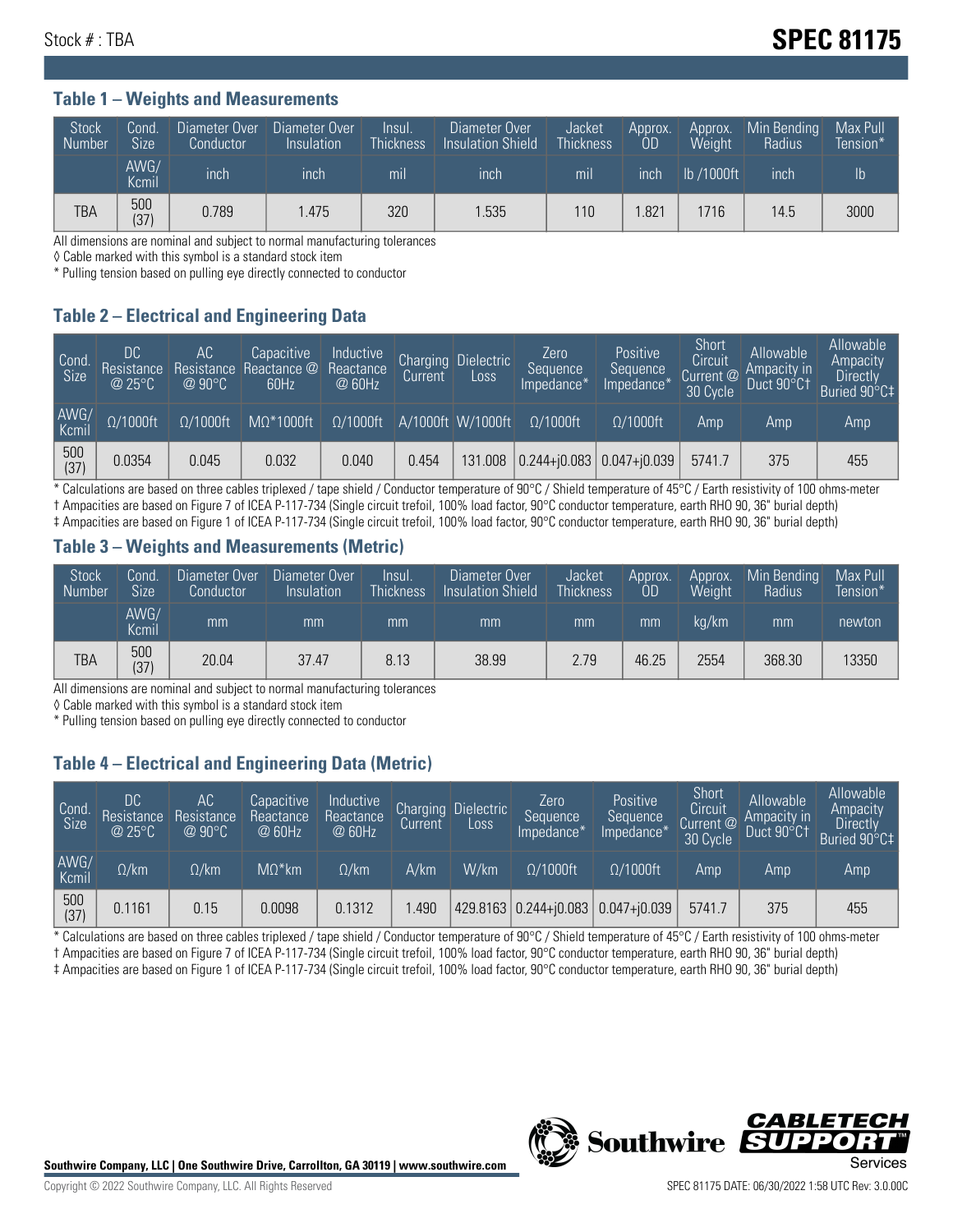Stock # : TBA

# SPEC 81175

## Table 1 – Weights and Measurements

| Stock Number | Cond. Size | Diameter Over Conductor | Diameter Over Insulation | Insul. Thickness | Diameter Over Insulation Shield | Jacket Thickness | Approx. OD | Approx. Weight | Min Bending Radius | Max Pull Tension* |
|---|---|---|---|---|---|---|---|---|---|---|
| | AWG/ Kcmil | inch | inch | mil | inch | mil | inch | lb /1000ft | inch | lb |
| TBA | 500 (37) | 0.789 | 1.475 | 320 | 1.535 | 110 | 1.821 | 1716 | 14.5 | 3000 |

All dimensions are nominal and subject to normal manufacturing tolerances

◊ Cable marked with this symbol is a standard stock item

* Pulling tension based on pulling eye directly connected to conductor

## Table 2 – Electrical and Engineering Data

| Cond. Size | DC Resistance @ 25°C | AC Resistance @ 90°C | Capacitive Reactance @ 60Hz | Inductive Reactance @ 60Hz | Charging Current | Dielectric Loss | Zero Sequence Impedance* | Positive Sequence Impedance* | Short Circuit Current @ 30 Cycle | Allowable Ampacity in Duct 90°C† | Allowable Ampacity Directly Buried 90°C‡ |
|---|---|---|---|---|---|---|---|---|---|---|---|
| AWG/ Kcmil | Ω/1000ft | Ω/1000ft | MΩ*1000ft | Ω/1000ft | A/1000ft | W/1000ft | Ω/1000ft | Ω/1000ft | Amp | Amp | Amp |
| 500 (37) | 0.0354 | 0.045 | 0.032 | 0.040 | 0.454 | 131.008 | 0.244+j0.083 | 0.047+j0.039 | 5741.7 | 375 | 455 |

* Calculations are based on three cables triplexed / tape shield / Conductor temperature of 90°C / Shield temperature of 45°C / Earth resistivity of 100 ohms-meter

† Ampacities are based on Figure 7 of ICEA P-117-734 (Single circuit trefoil, 100% load factor, 90°C conductor temperature, earth RHO 90, 36" burial depth)

‡ Ampacities are based on Figure 1 of ICEA P-117-734 (Single circuit trefoil, 100% load factor, 90°C conductor temperature, earth RHO 90, 36" burial depth)

## Table 3 – Weights and Measurements (Metric)

| Stock Number | Cond. Size | Diameter Over Conductor | Diameter Over Insulation | Insul. Thickness | Diameter Over Insulation Shield | Jacket Thickness | Approx. OD | Approx. Weight | Min Bending Radius | Max Pull Tension* |
|---|---|---|---|---|---|---|---|---|---|---|
| | AWG/ Kcmil | mm | mm | mm | mm | mm | mm | kg/km | mm | newton |
| TBA | 500 (37) | 20.04 | 37.47 | 8.13 | 38.99 | 2.79 | 46.25 | 2554 | 368.30 | 13350 |

All dimensions are nominal and subject to normal manufacturing tolerances

◊ Cable marked with this symbol is a standard stock item

* Pulling tension based on pulling eye directly connected to conductor

## Table 4 – Electrical and Engineering Data (Metric)

| Cond. Size | DC Resistance @ 25°C | AC Resistance @ 90°C | Capacitive Reactance @ 60Hz | Inductive Reactance @ 60Hz | Charging Current | Dielectric Loss | Zero Sequence Impedance* | Positive Sequence Impedance* | Short Circuit Current @ 30 Cycle | Allowable Ampacity in Duct 90°C† | Allowable Ampacity Directly Buried 90°C‡ |
|---|---|---|---|---|---|---|---|---|---|---|---|
| AWG/ Kcmil | Ω/km | Ω/km | MΩ*km | Ω/km | A/km | W/km | Ω/1000ft | Ω/1000ft | Amp | Amp | Amp |
| 500 (37) | 0.1161 | 0.15 | 0.0098 | 0.1312 | 1.490 | 429.8163 | 0.244+j0.083 | 0.047+j0.039 | 5741.7 | 375 | 455 |

* Calculations are based on three cables triplexed / tape shield / Conductor temperature of 90°C / Shield temperature of 45°C / Earth resistivity of 100 ohms-meter

† Ampacities are based on Figure 7 of ICEA P-117-734 (Single circuit trefoil, 100% load factor, 90°C conductor temperature, earth RHO 90, 36" burial depth)

‡ Ampacities are based on Figure 1 of ICEA P-117-734 (Single circuit trefoil, 100% load factor, 90°C conductor temperature, earth RHO 90, 36" burial depth)

Southwire Company, LLC | One Southwire Drive, Carrollton, GA 30119 | www.southwire.com

Copyright © 2022 Southwire Company, LLC. All Rights Reserved

SPEC 81175 DATE: 06/30/2022 1:58 UTC Rev: 3.0.00C